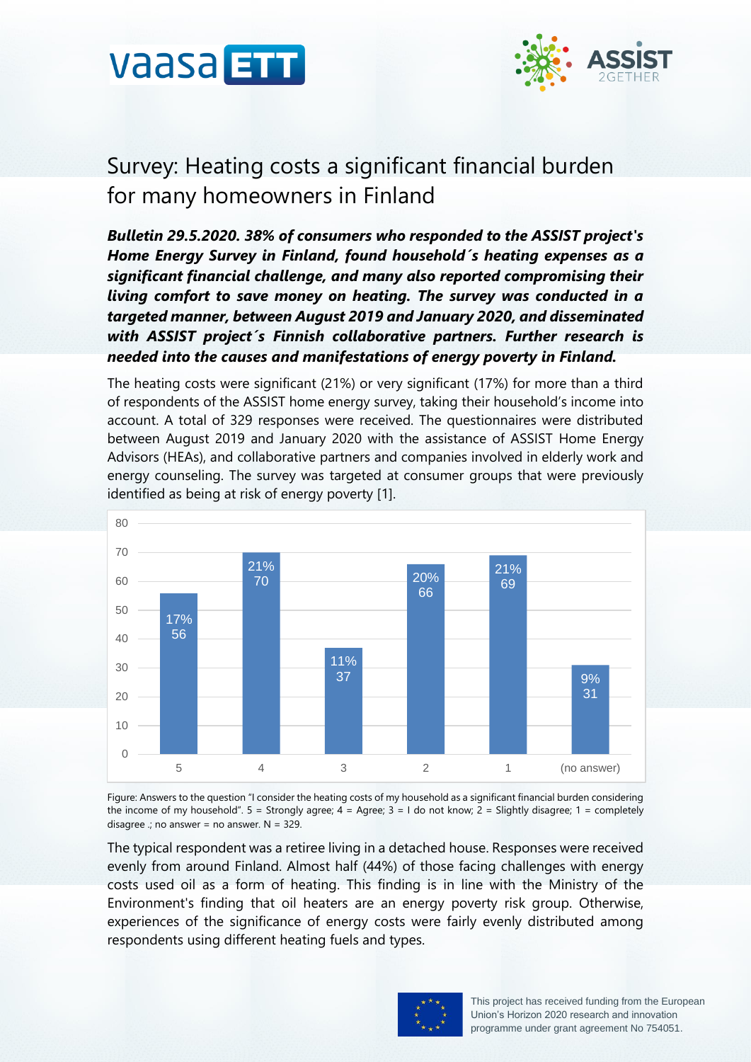# Survey: Heating costs a significant financial burden for many homeowners in Finland

***Bulletin 29.5.2020. 38% of consumers who responded to the ASSIST project's Home Energy Survey in Finland, found household´s heating expenses as a significant financial challenge, and many also reported compromising their living comfort to save money on heating. The survey was conducted in a targeted manner, between August 2019 and January 2020, and disseminated with ASSIST project´s Finnish collaborative partners. Further research is needed into the causes and manifestations of energy poverty in Finland.***

The heating costs were significant (21%) or very significant (17%) for more than a third of respondents of the ASSIST home energy survey, taking their household's income into account. A total of 329 responses were received. The questionnaires were distributed between August 2019 and January 2020 with the assistance of ASSIST Home Energy Advisors (HEAs), and collaborative partners and companies involved in elderly work and energy counseling. The survey was targeted at consumer groups that were previously identified as being at risk of energy poverty [1].

| Answer | Count | Share |
|---|---|---|
| 5 | 56 | 17% |
| 4 | 70 | 21% |
| 3 | 37 | 11% |
| 2 | 66 | 20% |
| 1 | 69 | 21% |
| (no answer) | 31 | 9% |

Figure: Answers to the question "I consider the heating costs of my household as a significant financial burden considering the income of my household". 5 = Strongly agree; 4 = Agree; 3 = I do not know; 2 = Slightly disagree; 1 = completely disagree .; no answer = no answer. N = 329.

The typical respondent was a retiree living in a detached house. Responses were received evenly from around Finland. Almost half (44%) of those facing challenges with energy costs used oil as a form of heating. This finding is in line with the Ministry of the Environment's finding that oil heaters are an energy poverty risk group. Otherwise, experiences of the significance of energy costs were fairly evenly distributed among respondents using different heating fuels and types.

This project has received funding from the European Union's Horizon 2020 research and innovation programme under grant agreement No 754051.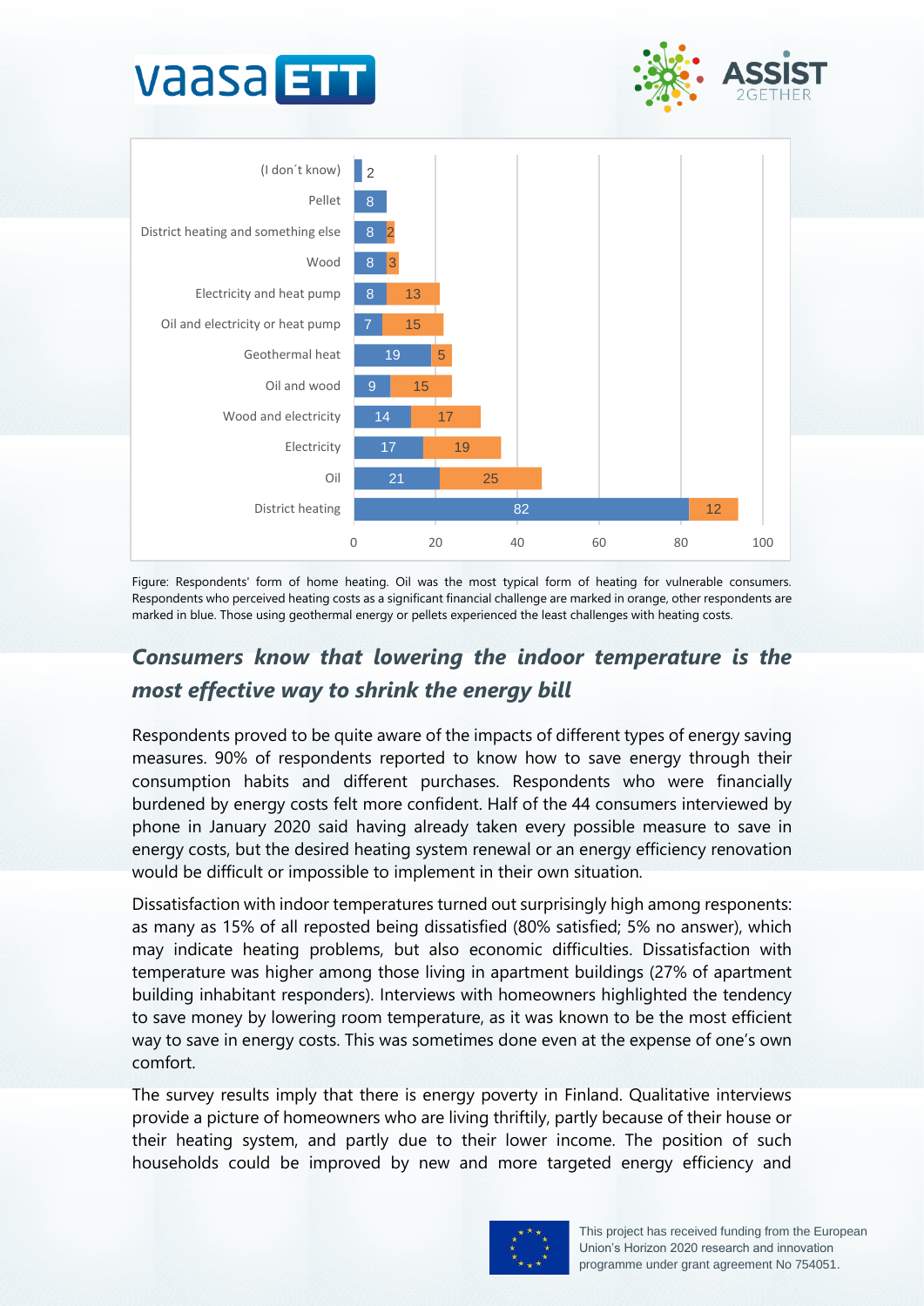| Form of home heating | Other respondents (blue) | Heating costs a significant financial challenge (orange) |
|---|---|---|
| (I don´t know) | 2 | |
| Pellet | 8 | |
| District heating and something else | 8 | 2 |
| Wood | 8 | 3 |
| Electricity and heat pump | 8 | 13 |
| Oil and electricity or heat pump | 7 | 15 |
| Geothermal heat | 19 | 5 |
| Oil and wood | 9 | 15 |
| Wood and electricity | 14 | 17 |
| Electricity | 17 | 19 |
| Oil | 21 | 25 |
| District heating | 82 | 12 |

Figure: Respondents' form of home heating. Oil was the most typical form of heating for vulnerable consumers. Respondents who perceived heating costs as a significant financial challenge are marked in orange, other respondents are marked in blue. Those using geothermal energy or pellets experienced the least challenges with heating costs.

## *Consumers know that lowering the indoor temperature is the most effective way to shrink the energy bill*

Respondents proved to be quite aware of the impacts of different types of energy saving measures. 90% of respondents reported to know how to save energy through their consumption habits and different purchases. Respondents who were financially burdened by energy costs felt more confident. Half of the 44 consumers interviewed by phone in January 2020 said having already taken every possible measure to save in energy costs, but the desired heating system renewal or an energy efficiency renovation would be difficult or impossible to implement in their own situation.

Dissatisfaction with indoor temperatures turned out surprisingly high among responents: as many as 15% of all reposted being dissatisfied (80% satisfied; 5% no answer), which may indicate heating problems, but also economic difficulties. Dissatisfaction with temperature was higher among those living in apartment buildings (27% of apartment building inhabitant responders). Interviews with homeowners highlighted the tendency to save money by lowering room temperature, as it was known to be the most efficient way to save in energy costs. This was sometimes done even at the expense of one's own comfort.

The survey results imply that there is energy poverty in Finland. Qualitative interviews provide a picture of homeowners who are living thriftily, partly because of their house or their heating system, and partly due to their lower income. The position of such households could be improved by new and more targeted energy efficiency and

This project has received funding from the European Union's Horizon 2020 research and innovation programme under grant agreement No 754051.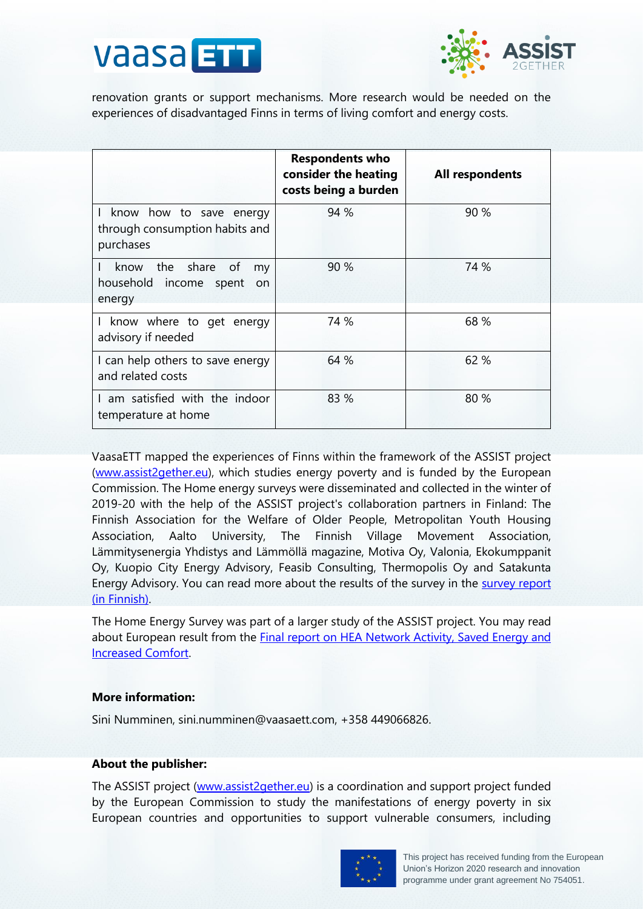renovation grants or support mechanisms. More research would be needed on the experiences of disadvantaged Finns in terms of living comfort and energy costs.

| | **Respondents who consider the heating costs being a burden** | **All respondents** |
|---|---|---|
| I know how to save energy through consumption habits and purchases | 94 % | 90 % |
| I know the share of my household income spent on energy | 90 % | 74 % |
| I know where to get energy advisory if needed | 74 % | 68 % |
| I can help others to save energy and related costs | 64 % | 62 % |
| I am satisfied with the indoor temperature at home | 83 % | 80 % |

VaasaETT mapped the experiences of Finns within the framework of the ASSIST project ([www.assist2gether.eu](www.assist2gether.eu)), which studies energy poverty and is funded by the European Commission. The Home energy surveys were disseminated and collected in the winter of 2019-20 with the help of the ASSIST project's collaboration partners in Finland: The Finnish Association for the Welfare of Older People, Metropolitan Youth Housing Association, Aalto University, The Finnish Village Movement Association, Lämmitysenergia Yhdistys and Lämmöllä magazine, Motiva Oy, Valonia, Ekokumppanit Oy, Kuopio City Energy Advisory, Feasib Consulting, Thermopolis Oy and Satakunta Energy Advisory. You can read more about the results of the survey in the survey report (in Finnish).

The Home Energy Survey was part of a larger study of the ASSIST project. You may read about European result from the Final report on HEA Network Activity, Saved Energy and Increased Comfort.

**More information:**

Sini Numminen, sini.numminen@vaasaett.com, +358 449066826.

**About the publisher:**

The ASSIST project ([www.assist2gether.eu](www.assist2gether.eu)) is a coordination and support project funded by the European Commission to study the manifestations of energy poverty in six European countries and opportunities to support vulnerable consumers, including

This project has received funding from the European Union's Horizon 2020 research and innovation programme under grant agreement No 754051.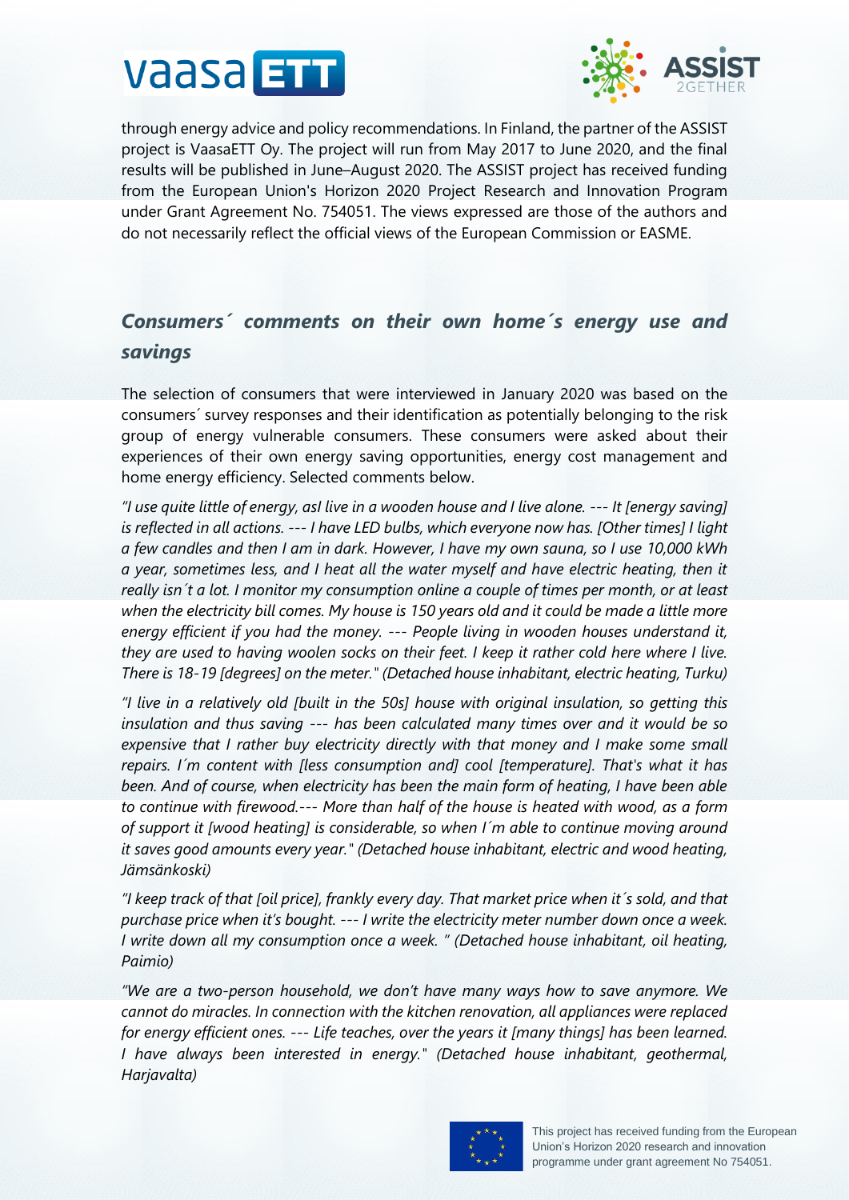through energy advice and policy recommendations. In Finland, the partner of the ASSIST project is VaasaETT Oy. The project will run from May 2017 to June 2020, and the final results will be published in June–August 2020. The ASSIST project has received funding from the European Union's Horizon 2020 Project Research and Innovation Program under Grant Agreement No. 754051. The views expressed are those of the authors and do not necessarily reflect the official views of the European Commission or EASME.

## *Consumers´ comments on their own home´s energy use and savings*

The selection of consumers that were interviewed in January 2020 was based on the consumers´ survey responses and their identification as potentially belonging to the risk group of energy vulnerable consumers. These consumers were asked about their experiences of their own energy saving opportunities, energy cost management and home energy efficiency. Selected comments below.

*"I use quite little of energy, asI live in a wooden house and I live alone. --- It [energy saving] is reflected in all actions. --- I have LED bulbs, which everyone now has. [Other times] I light a few candles and then I am in dark. However, I have my own sauna, so I use 10,000 kWh a year, sometimes less, and I heat all the water myself and have electric heating, then it really isn´t a lot. I monitor my consumption online a couple of times per month, or at least when the electricity bill comes. My house is 150 years old and it could be made a little more energy efficient if you had the money. --- People living in wooden houses understand it, they are used to having woolen socks on their feet. I keep it rather cold here where I live. There is 18-19 [degrees] on the meter." (Detached house inhabitant, electric heating, Turku)*

*"I live in a relatively old [built in the 50s] house with original insulation, so getting this insulation and thus saving --- has been calculated many times over and it would be so expensive that I rather buy electricity directly with that money and I make some small repairs. I´m content with [less consumption and] cool [temperature]. That's what it has been. And of course, when electricity has been the main form of heating, I have been able to continue with firewood.--- More than half of the house is heated with wood, as a form of support it [wood heating] is considerable, so when I´m able to continue moving around it saves good amounts every year." (Detached house inhabitant, electric and wood heating, Jämsänkoski)*

*"I keep track of that [oil price], frankly every day. That market price when it´s sold, and that purchase price when it's bought. --- I write the electricity meter number down once a week. I write down all my consumption once a week. " (Detached house inhabitant, oil heating, Paimio)*

*"We are a two-person household, we don't have many ways how to save anymore. We cannot do miracles. In connection with the kitchen renovation, all appliances were replaced for energy efficient ones. --- Life teaches, over the years it [many things] has been learned. I have always been interested in energy." (Detached house inhabitant, geothermal, Harjavalta)*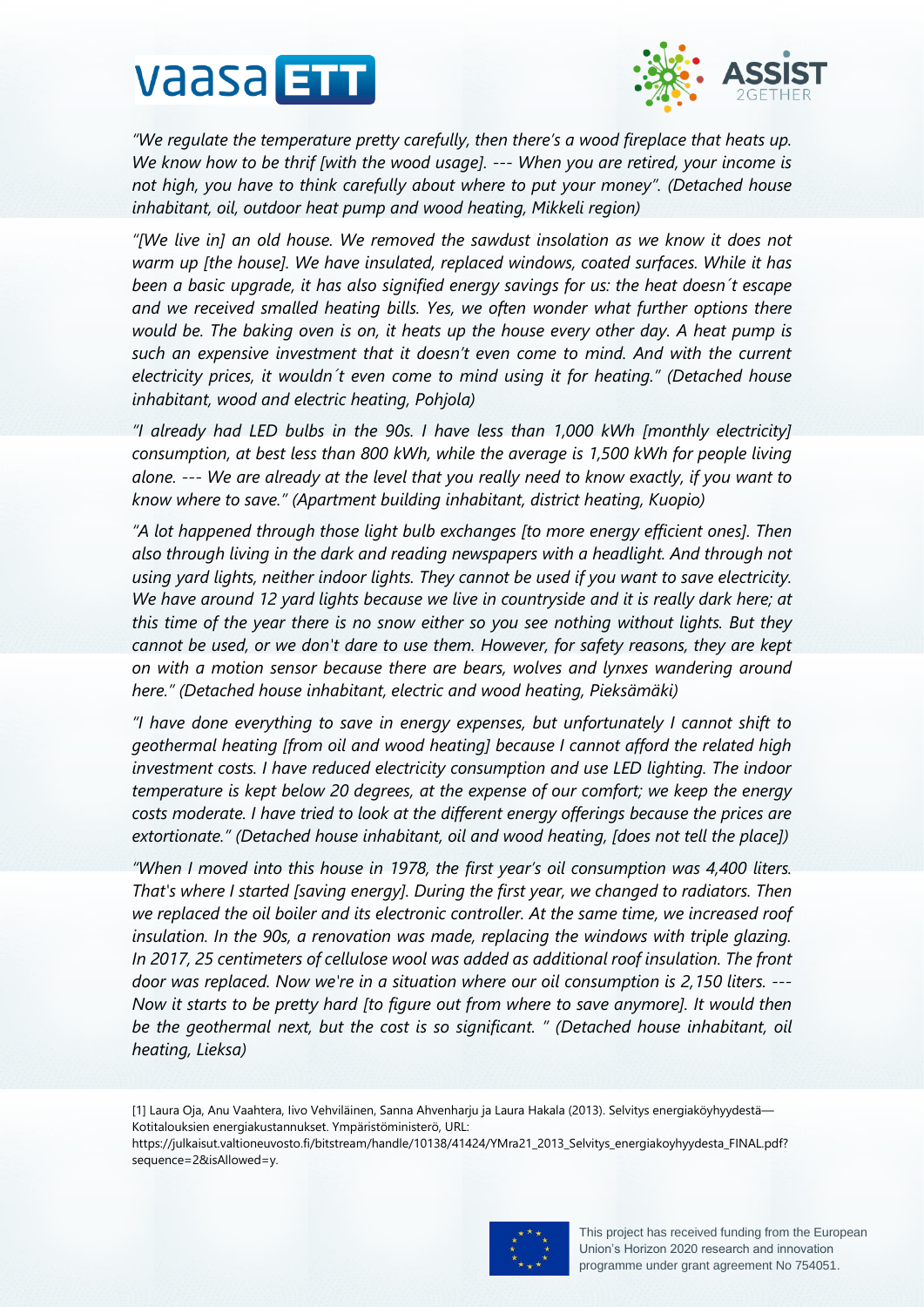*"We regulate the temperature pretty carefully, then there's a wood fireplace that heats up. We know how to be thrif [with the wood usage]. --- When you are retired, your income is not high, you have to think carefully about where to put your money". (Detached house inhabitant, oil, outdoor heat pump and wood heating, Mikkeli region)*

*"[We live in] an old house. We removed the sawdust insolation as we know it does not warm up [the house]. We have insulated, replaced windows, coated surfaces. While it has been a basic upgrade, it has also signified energy savings for us: the heat doesn´t escape and we received smalled heating bills. Yes, we often wonder what further options there would be. The baking oven is on, it heats up the house every other day. A heat pump is such an expensive investment that it doesn't even come to mind. And with the current electricity prices, it wouldn´t even come to mind using it for heating." (Detached house inhabitant, wood and electric heating, Pohjola)*

*"I already had LED bulbs in the 90s. I have less than 1,000 kWh [monthly electricity] consumption, at best less than 800 kWh, while the average is 1,500 kWh for people living alone. --- We are already at the level that you really need to know exactly, if you want to know where to save." (Apartment building inhabitant, district heating, Kuopio)*

*"A lot happened through those light bulb exchanges [to more energy efficient ones]. Then also through living in the dark and reading newspapers with a headlight. And through not using yard lights, neither indoor lights. They cannot be used if you want to save electricity. We have around 12 yard lights because we live in countryside and it is really dark here; at this time of the year there is no snow either so you see nothing without lights. But they cannot be used, or we don't dare to use them. However, for safety reasons, they are kept on with a motion sensor because there are bears, wolves and lynxes wandering around here." (Detached house inhabitant, electric and wood heating, Pieksämäki)*

*"I have done everything to save in energy expenses, but unfortunately I cannot shift to geothermal heating [from oil and wood heating] because I cannot afford the related high investment costs. I have reduced electricity consumption and use LED lighting. The indoor temperature is kept below 20 degrees, at the expense of our comfort; we keep the energy costs moderate. I have tried to look at the different energy offerings because the prices are extortionate." (Detached house inhabitant, oil and wood heating, [does not tell the place])*

*"When I moved into this house in 1978, the first year's oil consumption was 4,400 liters. That's where I started [saving energy]. During the first year, we changed to radiators. Then we replaced the oil boiler and its electronic controller. At the same time, we increased roof insulation. In the 90s, a renovation was made, replacing the windows with triple glazing. In 2017, 25 centimeters of cellulose wool was added as additional roof insulation. The front door was replaced. Now we're in a situation where our oil consumption is 2,150 liters. --- Now it starts to be pretty hard [to figure out from where to save anymore]. It would then be the geothermal next, but the cost is so significant. " (Detached house inhabitant, oil heating, Lieksa)*

[1] Laura Oja, Anu Vaahtera, Iivo Vehviläinen, Sanna Ahvenharju ja Laura Hakala (2013). Selvitys energiaköyhyydestä—Kotitalouksien energiakustannukset. Ympäristöministerö, URL: https://julkaisut.valtioneuvosto.fi/bitstream/handle/10138/41424/YMra21_2013_Selvitys_energiakoyhyydesta_FINAL.pdf?sequence=2&isAllowed=y.

This project has received funding from the European Union's Horizon 2020 research and innovation programme under grant agreement No 754051.